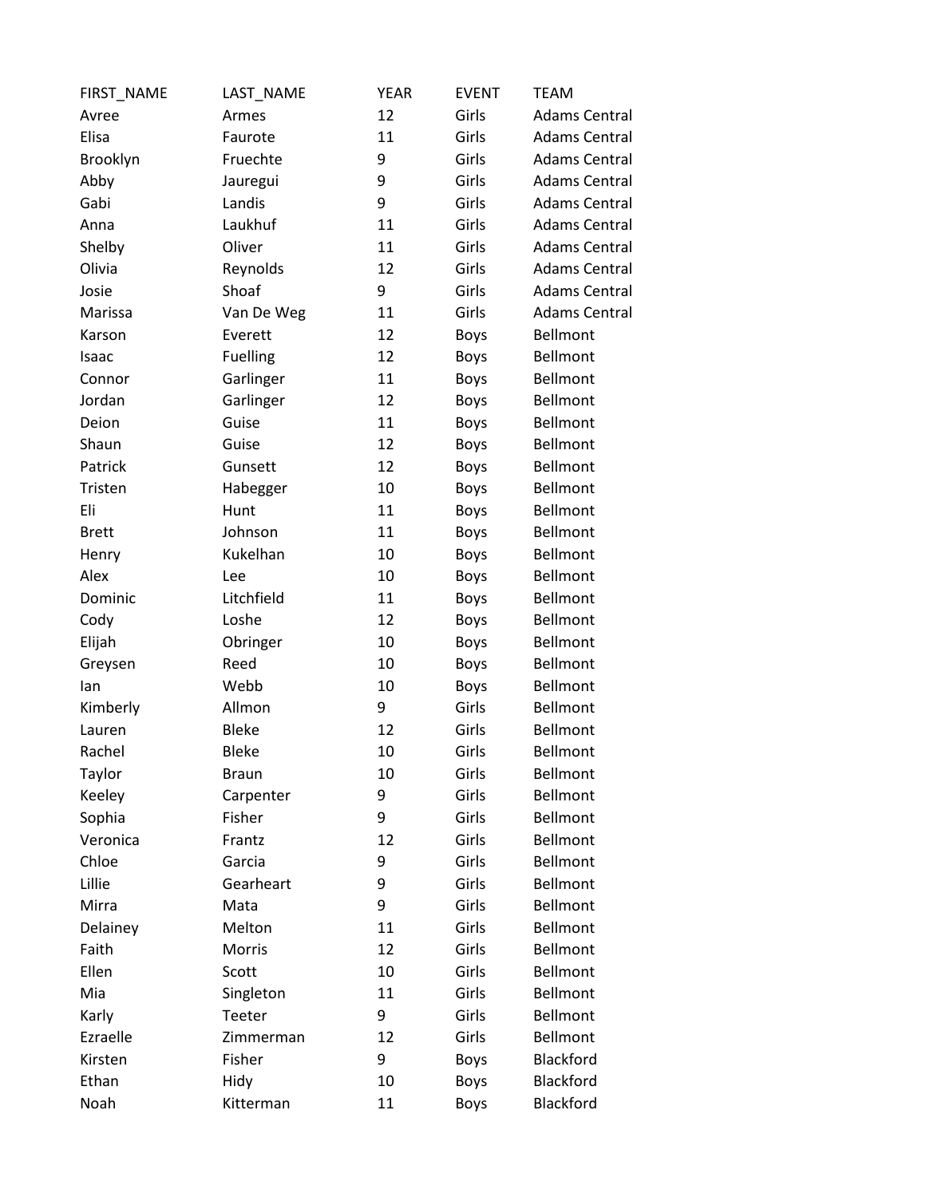| FIRST_NAME | LAST_NAME | YEAR | EVENT | TEAM |
|---|---|---|---|---|
| Avree | Armes | 12 | Girls | Adams Central |
| Elisa | Faurote | 11 | Girls | Adams Central |
| Brooklyn | Fruechte | 9 | Girls | Adams Central |
| Abby | Jauregui | 9 | Girls | Adams Central |
| Gabi | Landis | 9 | Girls | Adams Central |
| Anna | Laukhuf | 11 | Girls | Adams Central |
| Shelby | Oliver | 11 | Girls | Adams Central |
| Olivia | Reynolds | 12 | Girls | Adams Central |
| Josie | Shoaf | 9 | Girls | Adams Central |
| Marissa | Van De Weg | 11 | Girls | Adams Central |
| Karson | Everett | 12 | Boys | Bellmont |
| Isaac | Fuelling | 12 | Boys | Bellmont |
| Connor | Garlinger | 11 | Boys | Bellmont |
| Jordan | Garlinger | 12 | Boys | Bellmont |
| Deion | Guise | 11 | Boys | Bellmont |
| Shaun | Guise | 12 | Boys | Bellmont |
| Patrick | Gunsett | 12 | Boys | Bellmont |
| Tristen | Habegger | 10 | Boys | Bellmont |
| Eli | Hunt | 11 | Boys | Bellmont |
| Brett | Johnson | 11 | Boys | Bellmont |
| Henry | Kukelhan | 10 | Boys | Bellmont |
| Alex | Lee | 10 | Boys | Bellmont |
| Dominic | Litchfield | 11 | Boys | Bellmont |
| Cody | Loshe | 12 | Boys | Bellmont |
| Elijah | Obringer | 10 | Boys | Bellmont |
| Greysen | Reed | 10 | Boys | Bellmont |
| Ian | Webb | 10 | Boys | Bellmont |
| Kimberly | Allmon | 9 | Girls | Bellmont |
| Lauren | Bleke | 12 | Girls | Bellmont |
| Rachel | Bleke | 10 | Girls | Bellmont |
| Taylor | Braun | 10 | Girls | Bellmont |
| Keeley | Carpenter | 9 | Girls | Bellmont |
| Sophia | Fisher | 9 | Girls | Bellmont |
| Veronica | Frantz | 12 | Girls | Bellmont |
| Chloe | Garcia | 9 | Girls | Bellmont |
| Lillie | Gearheart | 9 | Girls | Bellmont |
| Mirra | Mata | 9 | Girls | Bellmont |
| Delainey | Melton | 11 | Girls | Bellmont |
| Faith | Morris | 12 | Girls | Bellmont |
| Ellen | Scott | 10 | Girls | Bellmont |
| Mia | Singleton | 11 | Girls | Bellmont |
| Karly | Teeter | 9 | Girls | Bellmont |
| Ezraelle | Zimmerman | 12 | Girls | Bellmont |
| Kirsten | Fisher | 9 | Boys | Blackford |
| Ethan | Hidy | 10 | Boys | Blackford |
| Noah | Kitterman | 11 | Boys | Blackford |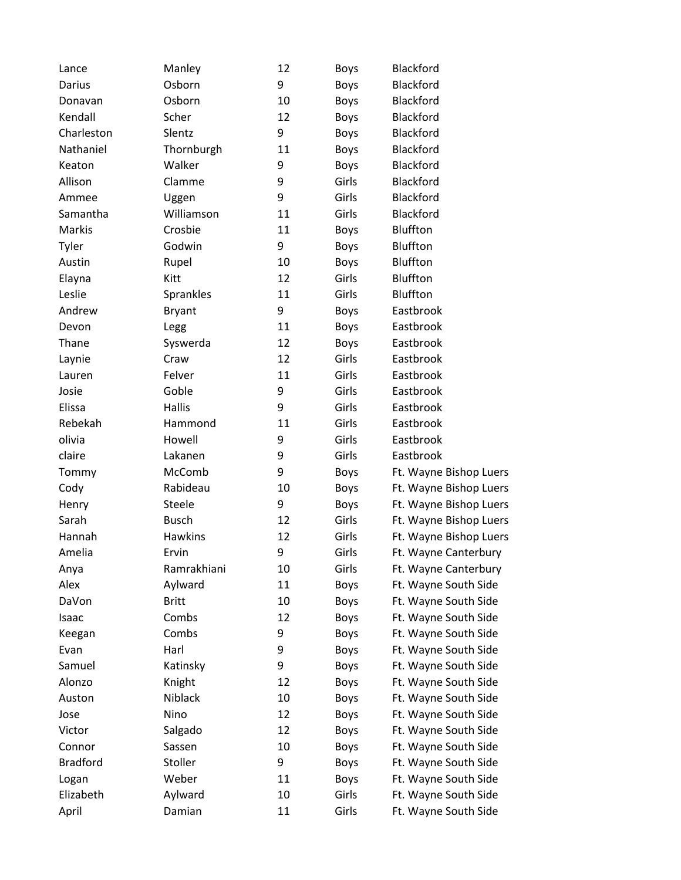| | | | | |
|---|---|---|---|---|
| Lance | Manley | 12 | Boys | Blackford |
| Darius | Osborn | 9 | Boys | Blackford |
| Donavan | Osborn | 10 | Boys | Blackford |
| Kendall | Scher | 12 | Boys | Blackford |
| Charleston | Slentz | 9 | Boys | Blackford |
| Nathaniel | Thornburgh | 11 | Boys | Blackford |
| Keaton | Walker | 9 | Boys | Blackford |
| Allison | Clamme | 9 | Girls | Blackford |
| Ammee | Uggen | 9 | Girls | Blackford |
| Samantha | Williamson | 11 | Girls | Blackford |
| Markis | Crosbie | 11 | Boys | Bluffton |
| Tyler | Godwin | 9 | Boys | Bluffton |
| Austin | Rupel | 10 | Boys | Bluffton |
| Elayna | Kitt | 12 | Girls | Bluffton |
| Leslie | Sprankles | 11 | Girls | Bluffton |
| Andrew | Bryant | 9 | Boys | Eastbrook |
| Devon | Legg | 11 | Boys | Eastbrook |
| Thane | Syswerda | 12 | Boys | Eastbrook |
| Laynie | Craw | 12 | Girls | Eastbrook |
| Lauren | Felver | 11 | Girls | Eastbrook |
| Josie | Goble | 9 | Girls | Eastbrook |
| Elissa | Hallis | 9 | Girls | Eastbrook |
| Rebekah | Hammond | 11 | Girls | Eastbrook |
| olivia | Howell | 9 | Girls | Eastbrook |
| claire | Lakanen | 9 | Girls | Eastbrook |
| Tommy | McComb | 9 | Boys | Ft. Wayne Bishop Luers |
| Cody | Rabideau | 10 | Boys | Ft. Wayne Bishop Luers |
| Henry | Steele | 9 | Boys | Ft. Wayne Bishop Luers |
| Sarah | Busch | 12 | Girls | Ft. Wayne Bishop Luers |
| Hannah | Hawkins | 12 | Girls | Ft. Wayne Bishop Luers |
| Amelia | Ervin | 9 | Girls | Ft. Wayne Canterbury |
| Anya | Ramrakhiani | 10 | Girls | Ft. Wayne Canterbury |
| Alex | Aylward | 11 | Boys | Ft. Wayne South Side |
| DaVon | Britt | 10 | Boys | Ft. Wayne South Side |
| Isaac | Combs | 12 | Boys | Ft. Wayne South Side |
| Keegan | Combs | 9 | Boys | Ft. Wayne South Side |
| Evan | Harl | 9 | Boys | Ft. Wayne South Side |
| Samuel | Katinsky | 9 | Boys | Ft. Wayne South Side |
| Alonzo | Knight | 12 | Boys | Ft. Wayne South Side |
| Auston | Niblack | 10 | Boys | Ft. Wayne South Side |
| Jose | Nino | 12 | Boys | Ft. Wayne South Side |
| Victor | Salgado | 12 | Boys | Ft. Wayne South Side |
| Connor | Sassen | 10 | Boys | Ft. Wayne South Side |
| Bradford | Stoller | 9 | Boys | Ft. Wayne South Side |
| Logan | Weber | 11 | Boys | Ft. Wayne South Side |
| Elizabeth | Aylward | 10 | Girls | Ft. Wayne South Side |
| April | Damian | 11 | Girls | Ft. Wayne South Side |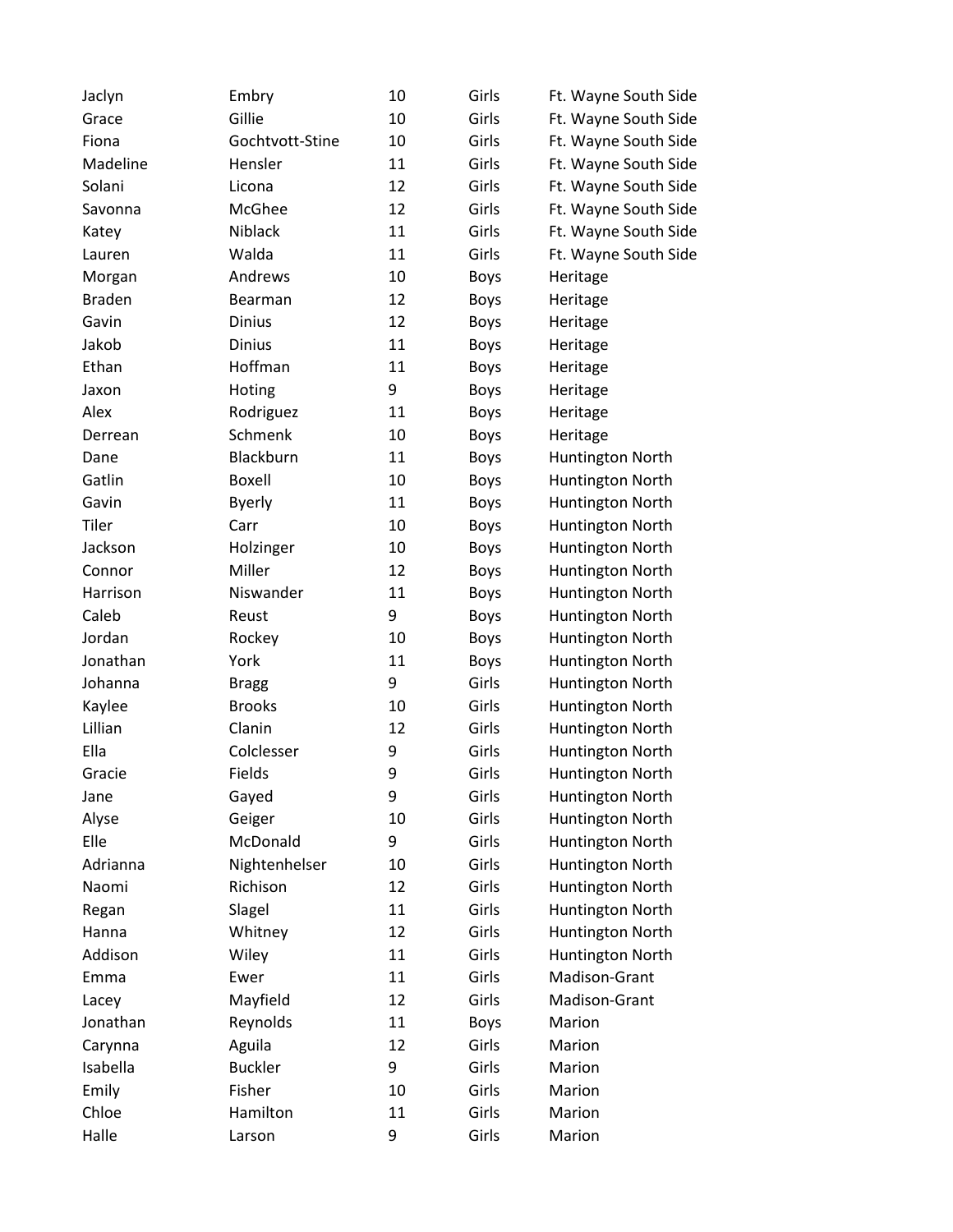| | | | | |
|---|---|---|---|---|
| Jaclyn | Embry | 10 | Girls | Ft. Wayne South Side |
| Grace | Gillie | 10 | Girls | Ft. Wayne South Side |
| Fiona | Gochtvott-Stine | 10 | Girls | Ft. Wayne South Side |
| Madeline | Hensler | 11 | Girls | Ft. Wayne South Side |
| Solani | Licona | 12 | Girls | Ft. Wayne South Side |
| Savonna | McGhee | 12 | Girls | Ft. Wayne South Side |
| Katey | Niblack | 11 | Girls | Ft. Wayne South Side |
| Lauren | Walda | 11 | Girls | Ft. Wayne South Side |
| Morgan | Andrews | 10 | Boys | Heritage |
| Braden | Bearman | 12 | Boys | Heritage |
| Gavin | Dinius | 12 | Boys | Heritage |
| Jakob | Dinius | 11 | Boys | Heritage |
| Ethan | Hoffman | 11 | Boys | Heritage |
| Jaxon | Hoting | 9 | Boys | Heritage |
| Alex | Rodriguez | 11 | Boys | Heritage |
| Derrean | Schmenk | 10 | Boys | Heritage |
| Dane | Blackburn | 11 | Boys | Huntington North |
| Gatlin | Boxell | 10 | Boys | Huntington North |
| Gavin | Byerly | 11 | Boys | Huntington North |
| Tiler | Carr | 10 | Boys | Huntington North |
| Jackson | Holzinger | 10 | Boys | Huntington North |
| Connor | Miller | 12 | Boys | Huntington North |
| Harrison | Niswander | 11 | Boys | Huntington North |
| Caleb | Reust | 9 | Boys | Huntington North |
| Jordan | Rockey | 10 | Boys | Huntington North |
| Jonathan | York | 11 | Boys | Huntington North |
| Johanna | Bragg | 9 | Girls | Huntington North |
| Kaylee | Brooks | 10 | Girls | Huntington North |
| Lillian | Clanin | 12 | Girls | Huntington North |
| Ella | Colclesser | 9 | Girls | Huntington North |
| Gracie | Fields | 9 | Girls | Huntington North |
| Jane | Gayed | 9 | Girls | Huntington North |
| Alyse | Geiger | 10 | Girls | Huntington North |
| Elle | McDonald | 9 | Girls | Huntington North |
| Adrianna | Nightenhelser | 10 | Girls | Huntington North |
| Naomi | Richison | 12 | Girls | Huntington North |
| Regan | Slagel | 11 | Girls | Huntington North |
| Hanna | Whitney | 12 | Girls | Huntington North |
| Addison | Wiley | 11 | Girls | Huntington North |
| Emma | Ewer | 11 | Girls | Madison-Grant |
| Lacey | Mayfield | 12 | Girls | Madison-Grant |
| Jonathan | Reynolds | 11 | Boys | Marion |
| Carynna | Aguila | 12 | Girls | Marion |
| Isabella | Buckler | 9 | Girls | Marion |
| Emily | Fisher | 10 | Girls | Marion |
| Chloe | Hamilton | 11 | Girls | Marion |
| Halle | Larson | 9 | Girls | Marion |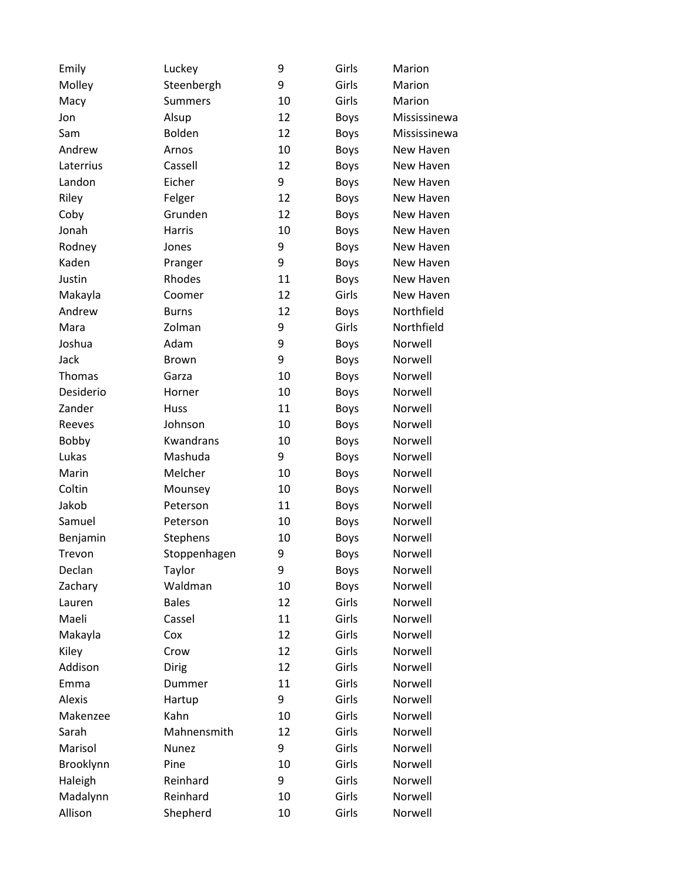| | | | | |
|---|---|---|---|---|
| Emily | Luckey | 9 | Girls | Marion |
| Molley | Steenbergh | 9 | Girls | Marion |
| Macy | Summers | 10 | Girls | Marion |
| Jon | Alsup | 12 | Boys | Mississinewa |
| Sam | Bolden | 12 | Boys | Mississinewa |
| Andrew | Arnos | 10 | Boys | New Haven |
| Laterrius | Cassell | 12 | Boys | New Haven |
| Landon | Eicher | 9 | Boys | New Haven |
| Riley | Felger | 12 | Boys | New Haven |
| Coby | Grunden | 12 | Boys | New Haven |
| Jonah | Harris | 10 | Boys | New Haven |
| Rodney | Jones | 9 | Boys | New Haven |
| Kaden | Pranger | 9 | Boys | New Haven |
| Justin | Rhodes | 11 | Boys | New Haven |
| Makayla | Coomer | 12 | Girls | New Haven |
| Andrew | Burns | 12 | Boys | Northfield |
| Mara | Zolman | 9 | Girls | Northfield |
| Joshua | Adam | 9 | Boys | Norwell |
| Jack | Brown | 9 | Boys | Norwell |
| Thomas | Garza | 10 | Boys | Norwell |
| Desiderio | Horner | 10 | Boys | Norwell |
| Zander | Huss | 11 | Boys | Norwell |
| Reeves | Johnson | 10 | Boys | Norwell |
| Bobby | Kwandrans | 10 | Boys | Norwell |
| Lukas | Mashuda | 9 | Boys | Norwell |
| Marin | Melcher | 10 | Boys | Norwell |
| Coltin | Mounsey | 10 | Boys | Norwell |
| Jakob | Peterson | 11 | Boys | Norwell |
| Samuel | Peterson | 10 | Boys | Norwell |
| Benjamin | Stephens | 10 | Boys | Norwell |
| Trevon | Stoppenhagen | 9 | Boys | Norwell |
| Declan | Taylor | 9 | Boys | Norwell |
| Zachary | Waldman | 10 | Boys | Norwell |
| Lauren | Bales | 12 | Girls | Norwell |
| Maeli | Cassel | 11 | Girls | Norwell |
| Makayla | Cox | 12 | Girls | Norwell |
| Kiley | Crow | 12 | Girls | Norwell |
| Addison | Dirig | 12 | Girls | Norwell |
| Emma | Dummer | 11 | Girls | Norwell |
| Alexis | Hartup | 9 | Girls | Norwell |
| Makenzee | Kahn | 10 | Girls | Norwell |
| Sarah | Mahnensmith | 12 | Girls | Norwell |
| Marisol | Nunez | 9 | Girls | Norwell |
| Brooklynn | Pine | 10 | Girls | Norwell |
| Haleigh | Reinhard | 9 | Girls | Norwell |
| Madalynn | Reinhard | 10 | Girls | Norwell |
| Allison | Shepherd | 10 | Girls | Norwell |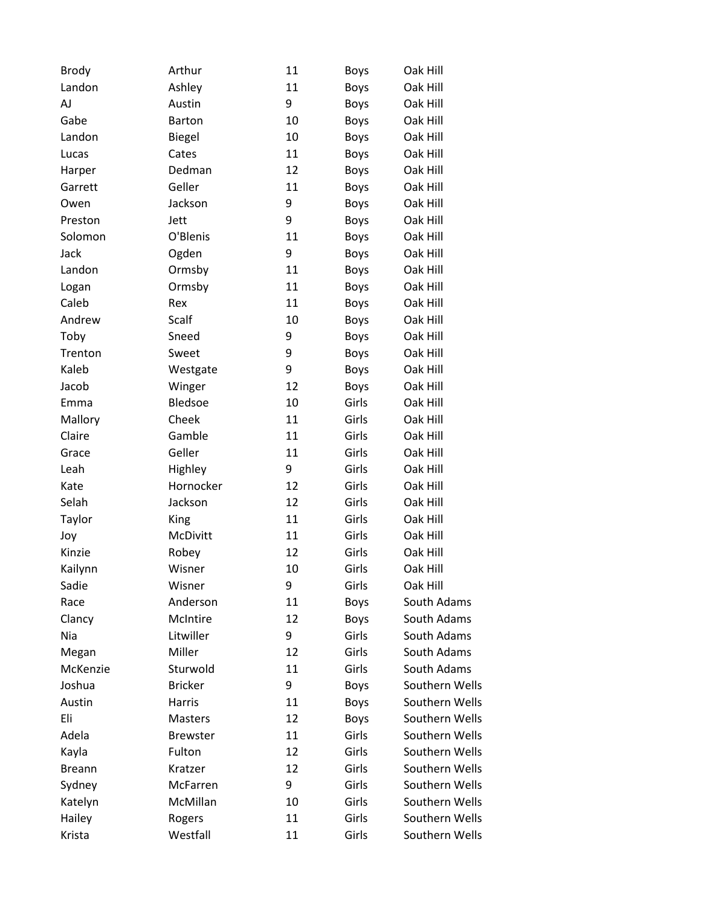| | | | | |
|---|---|---|---|---|
| Brody | Arthur | 11 | Boys | Oak Hill |
| Landon | Ashley | 11 | Boys | Oak Hill |
| AJ | Austin | 9 | Boys | Oak Hill |
| Gabe | Barton | 10 | Boys | Oak Hill |
| Landon | Biegel | 10 | Boys | Oak Hill |
| Lucas | Cates | 11 | Boys | Oak Hill |
| Harper | Dedman | 12 | Boys | Oak Hill |
| Garrett | Geller | 11 | Boys | Oak Hill |
| Owen | Jackson | 9 | Boys | Oak Hill |
| Preston | Jett | 9 | Boys | Oak Hill |
| Solomon | O'Blenis | 11 | Boys | Oak Hill |
| Jack | Ogden | 9 | Boys | Oak Hill |
| Landon | Ormsby | 11 | Boys | Oak Hill |
| Logan | Ormsby | 11 | Boys | Oak Hill |
| Caleb | Rex | 11 | Boys | Oak Hill |
| Andrew | Scalf | 10 | Boys | Oak Hill |
| Toby | Sneed | 9 | Boys | Oak Hill |
| Trenton | Sweet | 9 | Boys | Oak Hill |
| Kaleb | Westgate | 9 | Boys | Oak Hill |
| Jacob | Winger | 12 | Boys | Oak Hill |
| Emma | Bledsoe | 10 | Girls | Oak Hill |
| Mallory | Cheek | 11 | Girls | Oak Hill |
| Claire | Gamble | 11 | Girls | Oak Hill |
| Grace | Geller | 11 | Girls | Oak Hill |
| Leah | Highley | 9 | Girls | Oak Hill |
| Kate | Hornocker | 12 | Girls | Oak Hill |
| Selah | Jackson | 12 | Girls | Oak Hill |
| Taylor | King | 11 | Girls | Oak Hill |
| Joy | McDivitt | 11 | Girls | Oak Hill |
| Kinzie | Robey | 12 | Girls | Oak Hill |
| Kailynn | Wisner | 10 | Girls | Oak Hill |
| Sadie | Wisner | 9 | Girls | Oak Hill |
| Race | Anderson | 11 | Boys | South Adams |
| Clancy | McIntire | 12 | Boys | South Adams |
| Nia | Litwiller | 9 | Girls | South Adams |
| Megan | Miller | 12 | Girls | South Adams |
| McKenzie | Sturwold | 11 | Girls | South Adams |
| Joshua | Bricker | 9 | Boys | Southern Wells |
| Austin | Harris | 11 | Boys | Southern Wells |
| Eli | Masters | 12 | Boys | Southern Wells |
| Adela | Brewster | 11 | Girls | Southern Wells |
| Kayla | Fulton | 12 | Girls | Southern Wells |
| Breann | Kratzer | 12 | Girls | Southern Wells |
| Sydney | McFarren | 9 | Girls | Southern Wells |
| Katelyn | McMillan | 10 | Girls | Southern Wells |
| Hailey | Rogers | 11 | Girls | Southern Wells |
| Krista | Westfall | 11 | Girls | Southern Wells |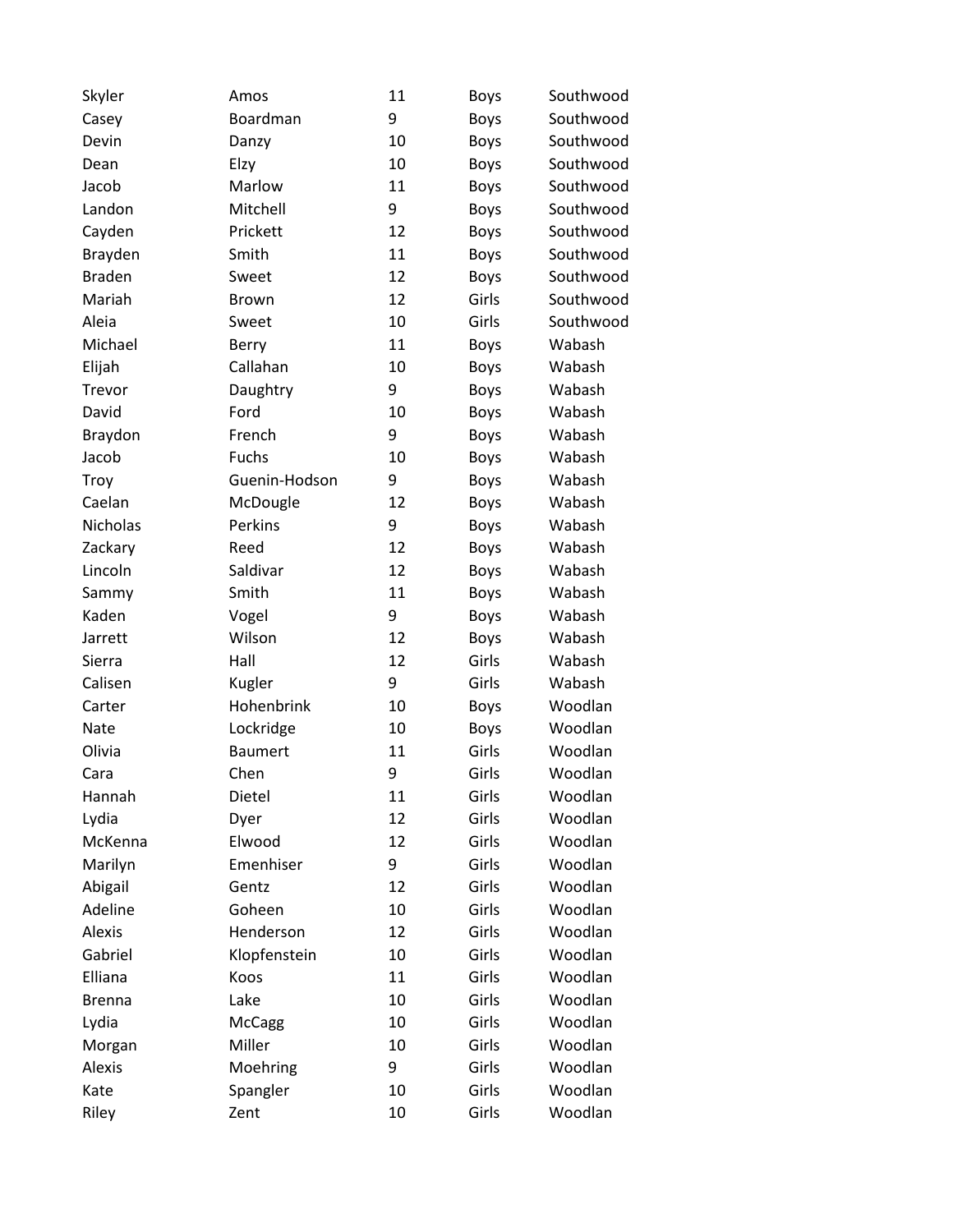| | | | | |
|---|---|---|---|---|
| Skyler | Amos | 11 | Boys | Southwood |
| Casey | Boardman | 9 | Boys | Southwood |
| Devin | Danzy | 10 | Boys | Southwood |
| Dean | Elzy | 10 | Boys | Southwood |
| Jacob | Marlow | 11 | Boys | Southwood |
| Landon | Mitchell | 9 | Boys | Southwood |
| Cayden | Prickett | 12 | Boys | Southwood |
| Brayden | Smith | 11 | Boys | Southwood |
| Braden | Sweet | 12 | Boys | Southwood |
| Mariah | Brown | 12 | Girls | Southwood |
| Aleia | Sweet | 10 | Girls | Southwood |
| Michael | Berry | 11 | Boys | Wabash |
| Elijah | Callahan | 10 | Boys | Wabash |
| Trevor | Daughtry | 9 | Boys | Wabash |
| David | Ford | 10 | Boys | Wabash |
| Braydon | French | 9 | Boys | Wabash |
| Jacob | Fuchs | 10 | Boys | Wabash |
| Troy | Guenin-Hodson | 9 | Boys | Wabash |
| Caelan | McDougle | 12 | Boys | Wabash |
| Nicholas | Perkins | 9 | Boys | Wabash |
| Zackary | Reed | 12 | Boys | Wabash |
| Lincoln | Saldivar | 12 | Boys | Wabash |
| Sammy | Smith | 11 | Boys | Wabash |
| Kaden | Vogel | 9 | Boys | Wabash |
| Jarrett | Wilson | 12 | Boys | Wabash |
| Sierra | Hall | 12 | Girls | Wabash |
| Calisen | Kugler | 9 | Girls | Wabash |
| Carter | Hohenbrink | 10 | Boys | Woodlan |
| Nate | Lockridge | 10 | Boys | Woodlan |
| Olivia | Baumert | 11 | Girls | Woodlan |
| Cara | Chen | 9 | Girls | Woodlan |
| Hannah | Dietel | 11 | Girls | Woodlan |
| Lydia | Dyer | 12 | Girls | Woodlan |
| McKenna | Elwood | 12 | Girls | Woodlan |
| Marilyn | Emenhiser | 9 | Girls | Woodlan |
| Abigail | Gentz | 12 | Girls | Woodlan |
| Adeline | Goheen | 10 | Girls | Woodlan |
| Alexis | Henderson | 12 | Girls | Woodlan |
| Gabriel | Klopfenstein | 10 | Girls | Woodlan |
| Elliana | Koos | 11 | Girls | Woodlan |
| Brenna | Lake | 10 | Girls | Woodlan |
| Lydia | McCagg | 10 | Girls | Woodlan |
| Morgan | Miller | 10 | Girls | Woodlan |
| Alexis | Moehring | 9 | Girls | Woodlan |
| Kate | Spangler | 10 | Girls | Woodlan |
| Riley | Zent | 10 | Girls | Woodlan |